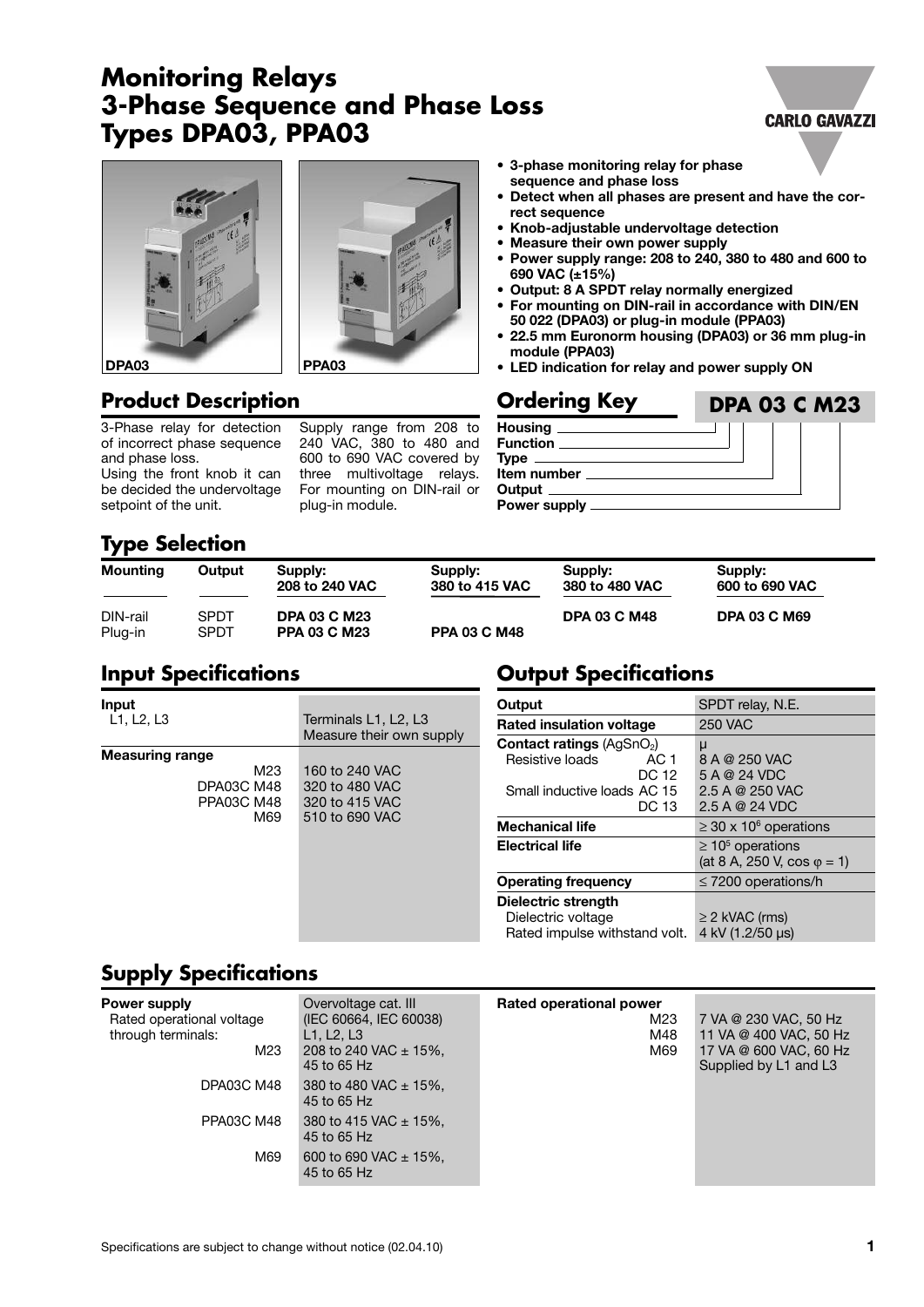# Monitoring Relays
# 3-Phase Sequence and Phase Loss
# Types DPA03, PPA03

DPA03 PPA03

- 3-phase monitoring relay for phase sequence and phase loss
- Detect when all phases are present and have the correct sequence
- Knob-adjustable undervoltage detection
- Measure their own power supply
- Power supply range: 208 to 240, 380 to 480 and 600 to 690 VAC (±15%)
- Output: 8 A SPDT relay normally energized
- For mounting on DIN-rail in accordance with DIN/EN 50 022 (DPA03) or plug-in module (PPA03)
- 22.5 mm Euronorm housing (DPA03) or 36 mm plug-in module (PPA03)
- LED indication for relay and power supply ON

## Product Description

3-Phase relay for detection of incorrect phase sequence and phase loss.
Using the front knob it can be decided the undervoltage setpoint of the unit.

Supply range from 208 to 240 VAC, 380 to 480 and 600 to 690 VAC covered by three multivoltage relays. For mounting on DIN-rail or plug-in module.

## Ordering Key

**DPA 03 C M23**

- Housing
- Function
- Type
- Item number
- Output
- Power supply

## Type Selection

| Mounting | Output | Supply: 208 to 240 VAC | Supply: 380 to 415 VAC | Supply: 380 to 480 VAC | Supply: 600 to 690 VAC |
|---|---|---|---|---|---|
| DIN-rail | SPDT | **DPA 03 C M23** | | **DPA 03 C M48** | **DPA 03 C M69** |
| Plug-in | SPDT | **PPA 03 C M23** | **PPA 03 C M48** | | |

## Input Specifications

| | |
|---|---|
| **Input** L1, L2, L3 | Terminals L1, L2, L3 Measure their own supply |
| **Measuring range** | |
| M23 | 160 to 240 VAC |
| DPA03C M48 | 320 to 480 VAC |
| PPA03C M48 | 320 to 415 VAC |
| M69 | 510 to 690 VAC |

## Output Specifications

| | |
|---|---|
| **Output** | SPDT relay, N.E. |
| **Rated insulation voltage** | 250 VAC |
| **Contact ratings** ($AgSnO_2$) | μ |
| Resistive loads AC 1 | 8 A @ 250 VAC |
| DC 12 | 5 A @ 24 VDC |
| Small inductive loads AC 15 | 2.5 A @ 250 VAC |
| DC 13 | 2.5 A @ 24 VDC |
| **Mechanical life** | $\geq 30 \times 10^6$ operations |
| **Electrical life** | $\geq 10^5$ operations (at 8 A, 250 V, $\cos \varphi = 1$) |
| **Operating frequency** | ≤ 7200 operations/h |
| **Dielectric strength** | |
| Dielectric voltage | ≥ 2 kVAC (rms) |
| Rated impulse withstand volt. | 4 kV (1.2/50 μs) |

## Supply Specifications

| | |
|---|---|
| **Power supply** | Overvoltage cat. III (IEC 60664, IEC 60038) |
| Rated operational voltage through terminals: | L1, L2, L3 |
| M23 | 208 to 240 VAC ± 15%, 45 to 65 Hz |
| DPA03C M48 | 380 to 480 VAC ± 15%, 45 to 65 Hz |
| PPA03C M48 | 380 to 415 VAC ± 15%, 45 to 65 Hz |
| M69 | 600 to 690 VAC ± 15%, 45 to 65 Hz |

| | |
|---|---|
| **Rated operational power** | |
| M23 | 7 VA @ 230 VAC, 50 Hz |
| M48 | 11 VA @ 400 VAC, 50 Hz |
| M69 | 17 VA @ 600 VAC, 60 Hz |
| | Supplied by L1 and L3 |

Specifications are subject to change without notice (02.04.10)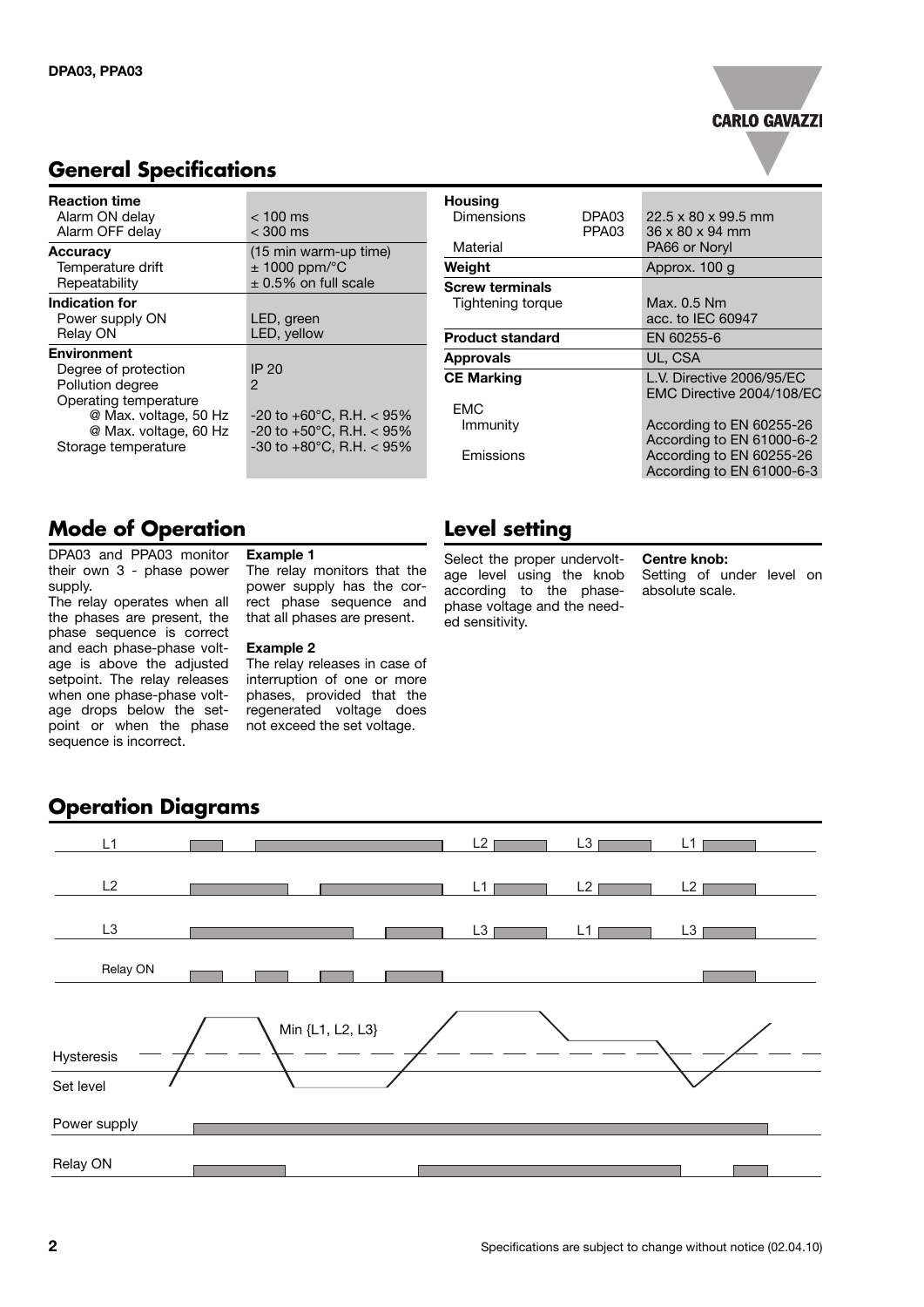## General Specifications

| | |
|---|---|
| **Reaction time** | |
| Alarm ON delay | < 100 ms |
| Alarm OFF delay | < 300 ms |
| **Accuracy** | (15 min warm-up time) |
| Temperature drift | ± 1000 ppm/°C |
| Repeatability | ± 0.5% on full scale |
| **Indication for** | |
| Power supply ON | LED, green |
| Relay ON | LED, yellow |
| **Environment** | |
| Degree of protection | IP 20 |
| Pollution degree | 2 |
| Operating temperature | |
| @ Max. voltage, 50 Hz | -20 to +60°C, R.H. < 95% |
| @ Max. voltage, 60 Hz | -20 to +50°C, R.H. < 95% |
| Storage temperature | -30 to +80°C, R.H. < 95% |

| | | |
|---|---|---|
| **Housing** | | |
| Dimensions | DPA03 | 22.5 x 80 x 99.5 mm |
| | PPA03 | 36 x 80 x 94 mm |
| Material | | PA66 or Noryl |
| **Weight** | | Approx. 100 g |
| **Screw terminals** | | |
| Tightening torque | | Max. 0.5 Nm acc. to IEC 60947 |
| **Product standard** | | EN 60255-6 |
| **Approvals** | | UL, CSA |
| **CE Marking** | | L.V. Directive 2006/95/EC EMC Directive 2004/108/EC |
| EMC | | |
| Immunity | | According to EN 60255-26 According to EN 61000-6-2 |
| Emissions | | According to EN 60255-26 According to EN 61000-6-3 |

## Mode of Operation

DPA03 and PPA03 monitor their own 3 - phase power supply.

The relay operates when all the phases are present, the phase sequence is correct and each phase-phase voltage is above the adjusted setpoint. The relay releases when one phase-phase voltage drops below the setpoint or when the phase sequence is incorrect.

**Example 1**
The relay monitors that the power supply has the correct phase sequence and that all phases are present.

**Example 2**
The relay releases in case of interruption of one or more phases, provided that the regenerated voltage does not exceed the set voltage.

## Level setting

Select the proper undervoltage level using the knob according to the phase-phase voltage and the needed sensitivity.

**Centre knob:**
Setting of under level on absolute scale.

## Operation Diagrams

L1 | L2 | L3 | Relay ON | L2 | L3 | L1 | L1 | L2 | L2 | L3 | L1 | L3

Min {L1, L2, L3}

Hysteresis

Set level

Power supply

Relay ON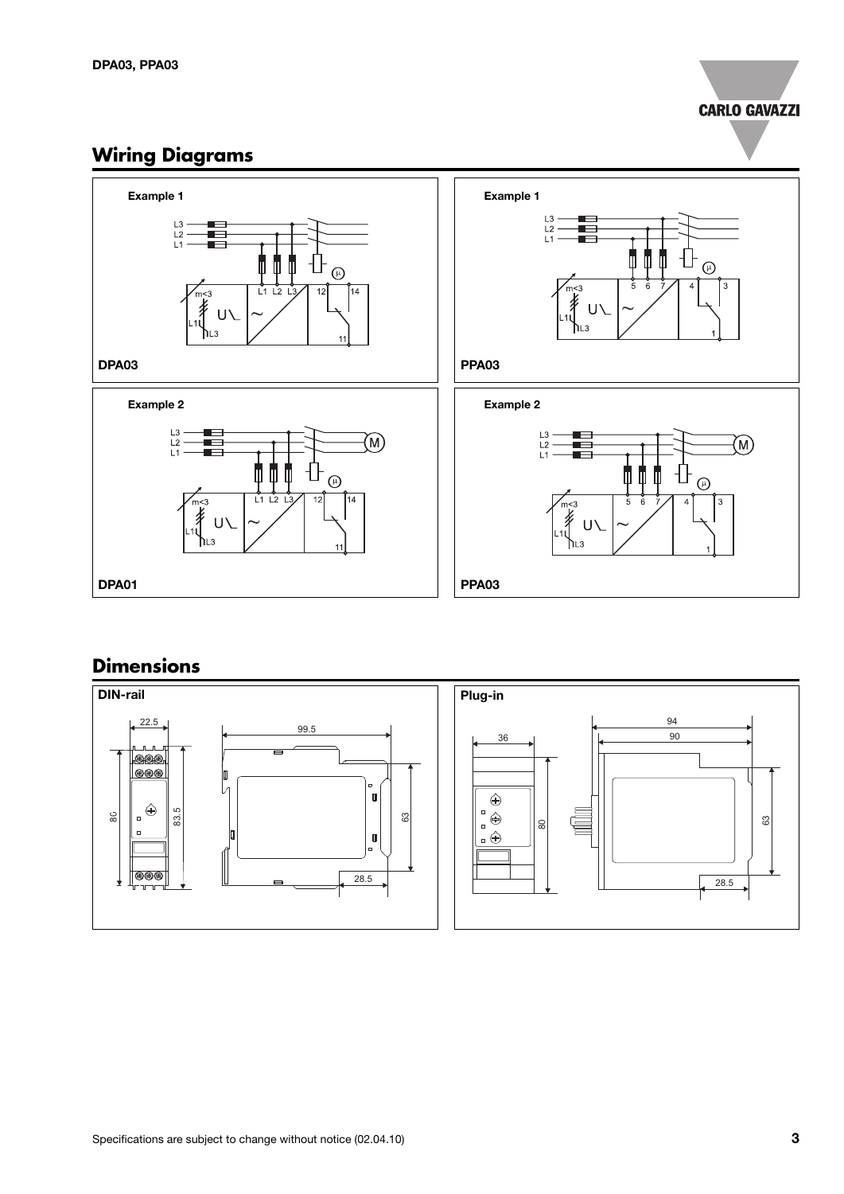## Wiring Diagrams

**Example 1**

L3
L2
L1

m<3
L1
L3
U
L1 L2 L3
12
14
11
μ

**DPA03**

**Example 1**

L3
L2
L1

m<3
L1
L3
U
5 6 7
4
3
1
μ

**PPA03**

**Example 2**

L3
L2
L1
M

m<3
L1
L3
U
L1 L2 L3
12
14
11
μ

**DPA01**

**Example 2**

L3
L2
L1
M

m<3
L1
L3
U
5 6 7
4
3
1
μ

**PPA03**

## Dimensions

**DIN-rail**

22.5
80
83.5
99.5
63
28.5

**Plug-in**

36
80
94
90
63
28.5

Specifications are subject to change without notice (02.04.10)